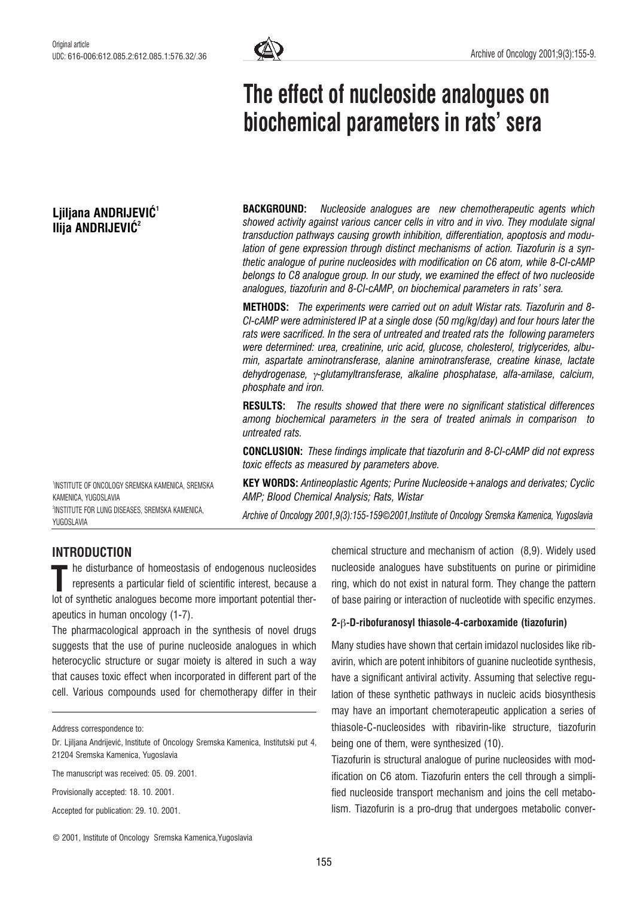Original article

UDC: 616-006:612.085.2:612.085.1:576.32/.36

# The effect of nucleoside analogues on biochemical parameters in rats' sera

**Ljiljana ANDRIJEVIĆ**[1]
**Ilija ANDRIJEVIĆ**[2]

[1]INSTITUTE OF ONCOLOGY SREMSKA KAMENICA, SREMSKA KAMENICA, YUGOSLAVIA
[2]INSTITUTE FOR LUNG DISEASES, SREMSKA KAMENICA, YUGOSLAVIA

**BACKGROUND:** *Nucleoside analogues are new chemotherapeutic agents which showed activity against various cancer cells in vitro and in vivo. They modulate signal transduction pathways causing growth inhibition, differentiation, apoptosis and modulation of gene expression through distinct mechanisms of action. Tiazofurin is a synthetic analogue of purine nucleosides with modification on C6 atom, while 8-Cl-cAMP belongs to C8 analogue group. In our study, we examined the effect of two nucleoside analogues, tiazofurin and 8-Cl-cAMP, on biochemical parameters in rats' sera.*

**METHODS:** *The experiments were carried out on adult Wistar rats. Tiazofurin and 8-Cl-cAMP were administered IP at a single dose (50 mg/kg/day) and four hours later the rats were sacrificed. In the sera of untreated and treated rats the following parameters were determined: urea, creatinine, uric acid, glucose, cholesterol, triglycerides, albumin, aspartate aminotransferase, alanine aminotransferase, creatine kinase, lactate dehydrogenase, γ-glutamyltransferase, alkaline phosphatase, alfa-amilase, calcium, phosphate and iron.*

**RESULTS:** *The results showed that there were no significant statistical differences among biochemical parameters in the sera of treated animals in comparison to untreated rats.*

**CONCLUSION:** *These findings implicate that tiazofurin and 8-Cl-cAMP did not express toxic effects as measured by parameters above.*

**KEY WORDS:** *Antineoplastic Agents; Purine Nucleoside+analogs and derivates; Cyclic AMP; Blood Chemical Analysis; Rats, Wistar*

*Archive of Oncology 2001,9(3):155-159©2001,Institute of Oncology Sremska Kamenica, Yugoslavia*

## INTRODUCTION

The disturbance of homeostasis of endogenous nucleosides represents a particular field of scientific interest, because a lot of synthetic analogues become more important potential therapeutics in human oncology (1-7).

The pharmacological approach in the synthesis of novel drugs suggests that the use of purine nucleoside analogues in which heterocyclic structure or sugar moiety is altered in such a way that causes toxic effect when incorporated in different part of the cell. Various compounds used for chemotherapy differ in their chemical structure and mechanism of action (8,9). Widely used nucleoside analogues have substituents on purine or pirimidine ring, which do not exist in natural form. They change the pattern of base pairing or interaction of nucleotide with specific enzymes.

Address correspondence to:

Dr. Ljiljana Andrijević, Institute of Oncology Sremska Kamenica, Institutski put 4, 21204 Sremska Kamenica, Yugoslavia

The manuscript was received: 05. 09. 2001.

Provisionally accepted: 18. 10. 2001.

Accepted for publication: 29. 10. 2001.

© 2001, Institute of Oncology Sremska Kamenica,Yugoslavia

#### 2-β-D-ribofuranosyl thiasole-4-carboxamide (tiazofurin)

Many studies have shown that certain imidazol nuclosides like ribavirin, which are potent inhibitors of guanine nucleotide synthesis, have a significant antiviral activity. Assuming that selective regulation of these synthetic pathways in nucleic acids biosynthesis may have an important chemoterapeutic application a series of thiasole-C-nucleosides with ribavirin-like structure, tiazofurin being one of them, were synthesized (10).

Tiazofurin is structural analogue of purine nucleosides with modification on C6 atom. Tiazofurin enters the cell through a simplified nucleoside transport mechanism and joins the cell metabolism. Tiazofurin is a pro-drug that undergoes metabolic conver-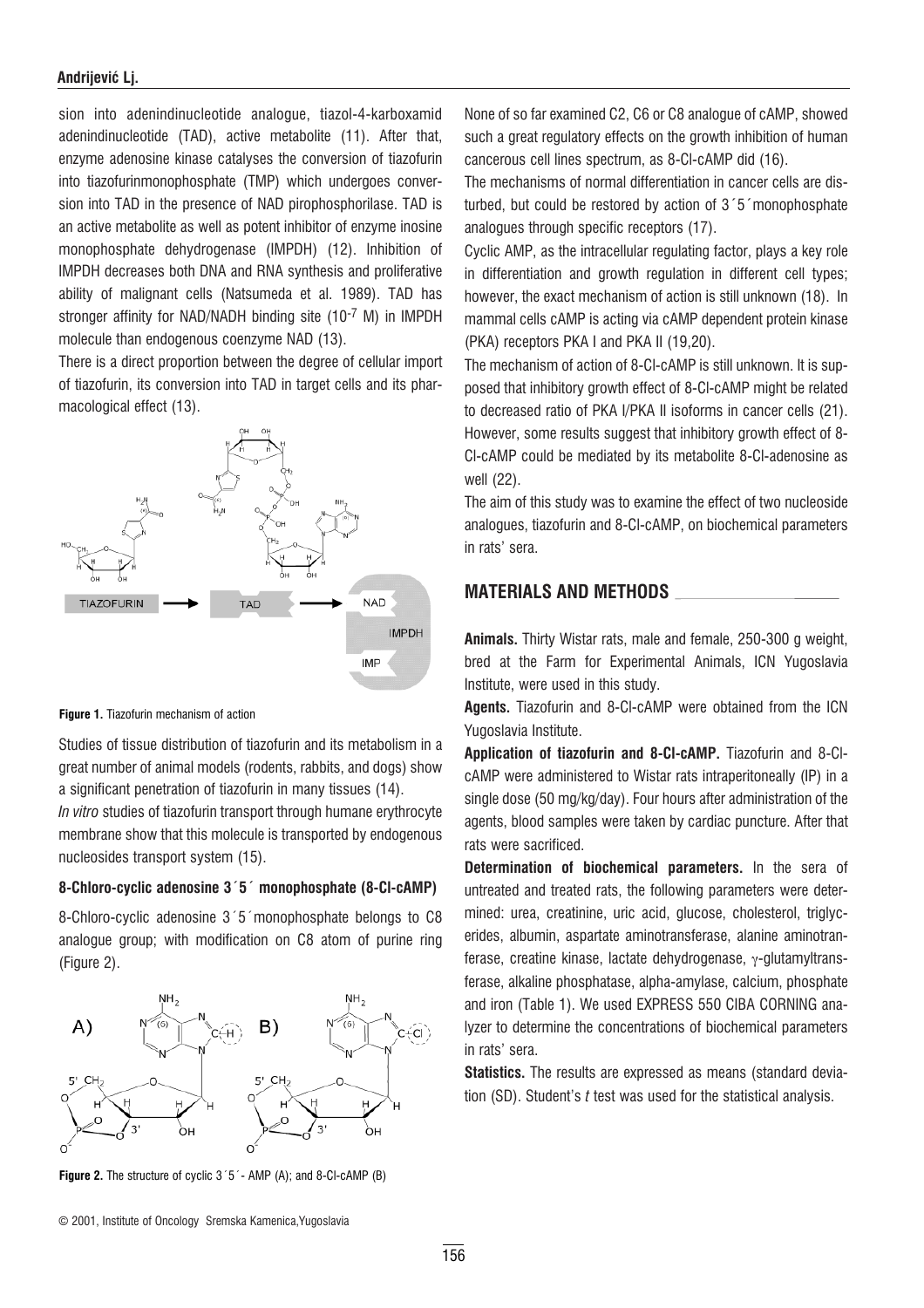sion into adenindinucleotide analogue, tiazol-4-karboxamid adenindinucleotide (TAD), active metabolite (11). After that, enzyme adenosine kinase catalyses the conversion of tiazofurin into tiazofurinmonophosphate (TMP) which undergoes conversion into TAD in the presence of NAD pirophosphorilase. TAD is an active metabolite as well as potent inhibitor of enzyme inosine monophosphate dehydrogenase (IMPDH) (12). Inhibition of IMPDH decreases both DNA and RNA synthesis and proliferative ability of malignant cells (Natsumeda et al. 1989). TAD has stronger affinity for NAD/NADH binding site ($10^{-7}$ M) in IMPDH molecule than endogenous coenzyme NAD (13).

There is a direct proportion between the degree of cellular import of tiazofurin, its conversion into TAD in target cells and its pharmacological effect (13).

TIAZOFURIN
TAD
NAD
IMPDH
IMP

**Figure 1.** Tiazofurin mechanism of action

Studies of tissue distribution of tiazofurin and its metabolism in a great number of animal models (rodents, rabbits, and dogs) show a significant penetration of tiazofurin in many tissues (14).

*In vitro* studies of tiazofurin transport through humane erythrocyte membrane show that this molecule is transported by endogenous nucleosides transport system (15).

### 8-Chloro-cyclic adenosine 3´5´ monophosphate (8-Cl-cAMP)

8-Chloro-cyclic adenosine 3´5´monophosphate belongs to C8 analogue group; with modification on C8 atom of purine ring (Figure 2).

A)
B)

**Figure 2.** The structure of cyclic 3´5´- AMP (A); and 8-Cl-cAMP (B)

None of so far examined C2, C6 or C8 analogue of cAMP, showed such a great regulatory effects on the growth inhibition of human cancerous cell lines spectrum, as 8-Cl-cAMP did (16).

The mechanisms of normal differentiation in cancer cells are disturbed, but could be restored by action of 3´5´monophosphate analogues through specific receptors (17).

Cyclic AMP, as the intracellular regulating factor, plays a key role in differentiation and growth regulation in different cell types; however, the exact mechanism of action is still unknown (18). In mammal cells cAMP is acting via cAMP dependent protein kinase (PKA) receptors PKA I and PKA II (19,20).

The mechanism of action of 8-Cl-cAMP is still unknown. It is supposed that inhibitory growth effect of 8-Cl-cAMP might be related to decreased ratio of PKA I/PKA II isoforms in cancer cells (21). However, some results suggest that inhibitory growth effect of 8-Cl-cAMP could be mediated by its metabolite 8-Cl-adenosine as well (22).

The aim of this study was to examine the effect of two nucleoside analogues, tiazofurin and 8-Cl-cAMP, on biochemical parameters in rats' sera.

## MATERIALS AND METHODS

**Animals.** Thirty Wistar rats, male and female, 250-300 g weight, bred at the Farm for Experimental Animals, ICN Yugoslavia Institute, were used in this study.

**Agents.** Tiazofurin and 8-Cl-cAMP were obtained from the ICN Yugoslavia Institute.

**Application of tiazofurin and 8-Cl-cAMP.** Tiazofurin and 8-Cl-cAMP were administered to Wistar rats intraperitoneally (IP) in a single dose (50 mg/kg/day). Four hours after administration of the agents, blood samples were taken by cardiac puncture. After that rats were sacrificed.

**Determination of biochemical parameters.** In the sera of untreated and treated rats, the following parameters were determined: urea, creatinine, uric acid, glucose, cholesterol, triglycerides, albumin, aspartate aminotransferase, alanine aminotranferase, creatine kinase, lactate dehydrogenase, $\gamma$-glutamyltransferase, alkaline phosphatase, alpha-amylase, calcium, phosphate and iron (Table 1). We used EXPRESS 550 CIBA CORNING analyzer to determine the concentrations of biochemical parameters in rats' sera.

**Statistics.** The results are expressed as means (standard deviation (SD). Student's *t* test was used for the statistical analysis.

© 2001, Institute of Oncology Sremska Kamenica,Yugoslavia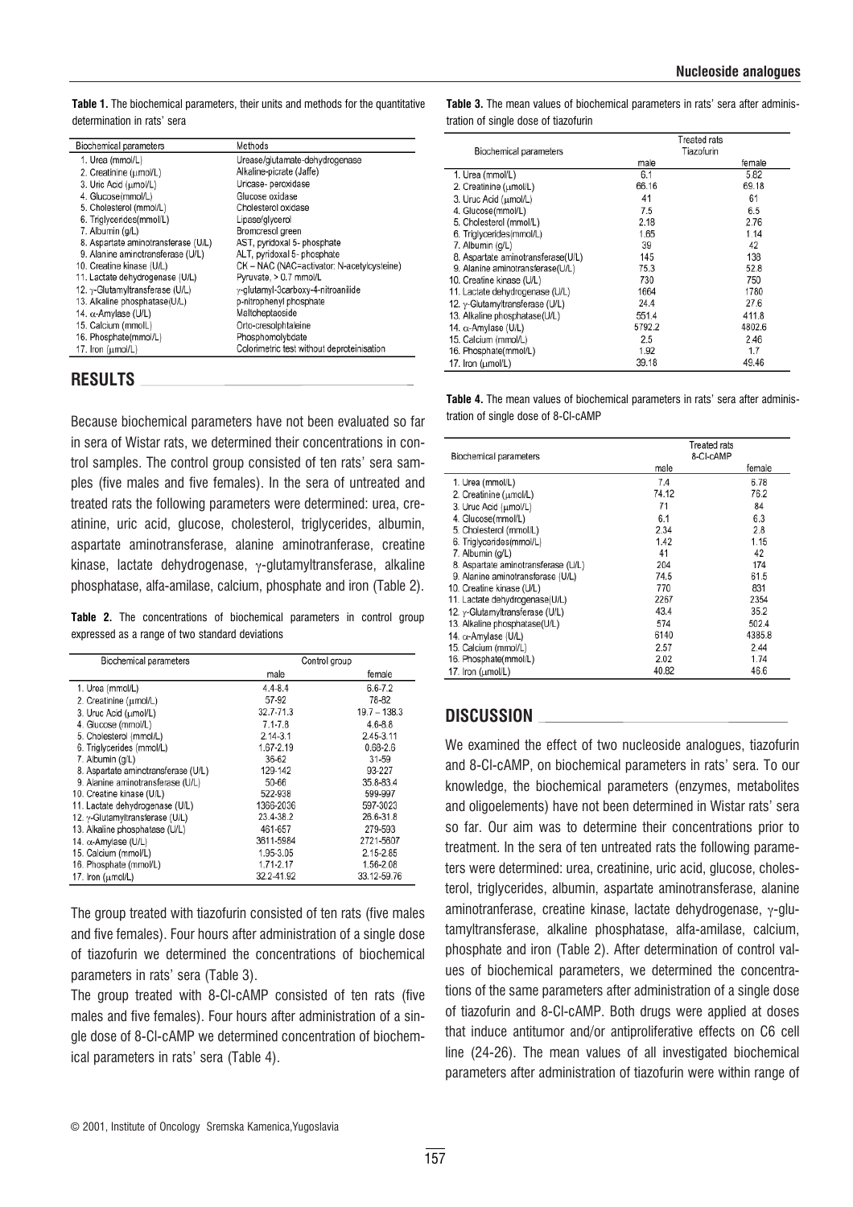**Table 1.** The biochemical parameters, their units and methods for the quantitative determination in rats' sera

| Biochemical parameters | Methods |
|---|---|
| 1. Urea (mmol/L) | Urease/glutamate-dehydrogenase |
| 2. Creatinine (μmol/L) | Alkaline-picrate (Jaffe) |
| 3. Uric Acid (μmol/L) | Uricase- peroxidase |
| 4. Glucose(mmol/L) | Glucose oxidase |
| 5. Cholesterol (mmol/L) | Cholesterol oxidase |
| 6. Triglycerides(mmol/L) | Lipase/glycerol |
| 7. Albumin (g/L) | Bromcresol green |
| 8. Aspartate aminotransferase (U/L) | AST, pyridoxal 5- phosphate |
| 9. Alanine aminotransferase (U/L) | ALT, pyridoxal 5- phosphate |
| 10. Creatine kinase (U/L) | CK – NAC (NAC=activator: N-acetylcysteine) |
| 11. Lactate dehydrogenase (U/L) | Pyruvate, > 0.7 mmol/L |
| 12. γ-Glutamyltransferase (U/L) | γ-glutamyl-3carboxy-4-nitroanilide |
| 13. Alkaline phosphatase(U/L) | p-nitrophenyl phosphate |
| 14. α-Amylase (U/L) | Maltoheptaoside |
| 15. Calcium (mmol/L) | Orto-cresolphtaleine |
| 16. Phosphate(mmol/L) | Phosphomolybdate |
| 17. Iron (μmol/L) | Colorimetric test without deproteinisation |

## RESULTS

Because biochemical parameters have not been evaluated so far in sera of Wistar rats, we determined their concentrations in control samples. The control group consisted of ten rats' sera samples (five males and five females). In the sera of untreated and treated rats the following parameters were determined: urea, creatinine, uric acid, glucose, cholesterol, triglycerides, albumin, aspartate aminotransferase, alanine aminotranferase, creatine kinase, lactate dehydrogenase, γ-glutamyltransferase, alkaline phosphatase, alfa-amilase, calcium, phosphate and iron (Table 2).

**Table 2.** The concentrations of biochemical parameters in control group expressed as a range of two standard deviations

| Biochemical parameters | Control group | |
|---|---|---|
| | male | female |
| 1. Urea (mmol/L) | 4.4-8.4 | 6.6-7.2 |
| 2. Creatinine (μmol/L) | 57-92 | 78-82 |
| 3. Uruc Acid (μmol/L) | 32.7-71.3 | 19.7 – 138.3 |
| 4. Glucose (mmol/L) | 7.1-7.8 | 4.6-8.8 |
| 5. Cholesterol (mmol/L) | 2.14-3.1 | 2.45-3.11 |
| 6. Triglycerides (mmol/L) | 1.67-2.19 | 0.68-2.6 |
| 7. Albumin (g/L) | 36-62 | 31-59 |
| 8. Aspartate aminotransferase (U/L) | 129-142 | 93-227 |
| 9. Alanine aminotransferase (U/L) | 50-66 | 35.8-83.4 |
| 10. Creatine kinase (U/L) | 522-938 | 599-997 |
| 11. Lactate dehydrogenase (U/L) | 1366-2036 | 597-3023 |
| 12. γ-Glutamyltransferase (U/L) | 23.4-38.2 | 26.6-31.8 |
| 13. Alkaline phosphatase (U/L) | 461-657 | 279-593 |
| 14. α-Amylase (U/L) | 3611-5984 | 2721-5607 |
| 15. Calcium (mmol/L) | 1.95-3.05 | 2.15-2.85 |
| 16. Phosphate (mmol/L) | 1.71-2.17 | 1.56-2.08 |
| 17. Iron (μmol/L) | 32.2-41.92 | 33.12-59.76 |

The group treated with tiazofurin consisted of ten rats (five males and five females). Four hours after administration of a single dose of tiazofurin we determined the concentrations of biochemical parameters in rats' sera (Table 3).

The group treated with 8-Cl-cAMP consisted of ten rats (five males and five females). Four hours after administration of a single dose of 8-Cl-cAMP we determined concentration of biochemical parameters in rats' sera (Table 4).

**Table 3.** The mean values of biochemical parameters in rats' sera after administration of single dose of tiazofurin

| Biochemical parameters | Treated rats Tiazofurin | |
|---|---|---|
| | male | female |
| 1. Urea (mmol/L) | 6.1 | 5.82 |
| 2. Creatinine (μmol/L) | 66.16 | 69.18 |
| 3. Uruc Acid (μmol/L) | 41 | 61 |
| 4. Glucose(mmol/L) | 7.5 | 6.5 |
| 5. Cholesterol (mmol/L) | 2.18 | 2.76 |
| 6. Triglycerides(mmol/L) | 1.65 | 1.14 |
| 7. Albumin (g/L) | 39 | 42 |
| 8. Aspartate aminotransferase(U/L) | 145 | 138 |
| 9. Alanine aminotransferase(U/L) | 75.3 | 52.8 |
| 10. Creatine kinase (U/L) | 730 | 750 |
| 11. Lactate dehydrogenase (U/L) | 1664 | 1780 |
| 12. γ-Glutamyltransferase (U/L) | 24.4 | 27.6 |
| 13. Alkaline phosphatase(U/L) | 551.4 | 411.8 |
| 14. α-Amylase (U/L) | 5792.2 | 4802.6 |
| 15. Calcium (mmol/L) | 2.5 | 2.46 |
| 16. Phosphate(mmol/L) | 1.92 | 1.7 |
| 17. Iron (μmol/L) | 39.18 | 49.46 |

**Table 4.** The mean values of biochemical parameters in rats' sera after administration of single dose of 8-Cl-cAMP

| Biochemical parameters | Treated rats 8-Cl-cAMP | |
|---|---|---|
| | male | female |
| 1. Urea (mmol/L) | 7.4 | 6.78 |
| 2. Creatinine (μmol/L) | 74.12 | 76.2 |
| 3. Uruc Acid (μmol/L) | 71 | 84 |
| 4. Glucose(mmol/L) | 6.1 | 6.3 |
| 5. Cholesterol (mmol/L) | 2.34 | 2.8 |
| 6. Triglycerides(mmol/L) | 1.42 | 1.15 |
| 7. Albumin (g/L) | 41 | 42 |
| 8. Aspartate aminotransferase (U/L) | 204 | 174 |
| 9. Alanine aminotransferase (U/L) | 74.5 | 61.5 |
| 10. Creatine kinase (U/L) | 770 | 831 |
| 11. Lactate dehydrogenase(U/L) | 2267 | 2354 |
| 12. γ-Glutamyltransferase (U/L) | 43.4 | 35.2 |
| 13. Alkaline phosphatase(U/L) | 574 | 502.4 |
| 14. α-Amylase (U/L) | 6140 | 4385.8 |
| 15. Calcium (mmol/L) | 2.57 | 2.44 |
| 16. Phosphate(mmol/L) | 2.02 | 1.74 |
| 17. Iron (μmol/L) | 40.82 | 46.6 |

## DISCUSSION

We examined the effect of two nucleoside analogues, tiazofurin and 8-Cl-cAMP, on biochemical parameters in rats' sera. To our knowledge, the biochemical parameters (enzymes, metabolites and oligoelements) have not been determined in Wistar rats' sera so far. Our aim was to determine their concentrations prior to treatment. In the sera of ten untreated rats the following parameters were determined: urea, creatinine, uric acid, glucose, cholesterol, triglycerides, albumin, aspartate aminotransferase, alanine aminotranferase, creatine kinase, lactate dehydrogenase, γ-glutamyltransferase, alkaline phosphatase, alfa-amilase, calcium, phosphate and iron (Table 2). After determination of control values of biochemical parameters, we determined the concentrations of the same parameters after administration of a single dose of tiazofurin and 8-Cl-cAMP. Both drugs were applied at doses that induce antitumor and/or antiproliferative effects on C6 cell line (24-26). The mean values of all investigated biochemical parameters after administration of tiazofurin were within range of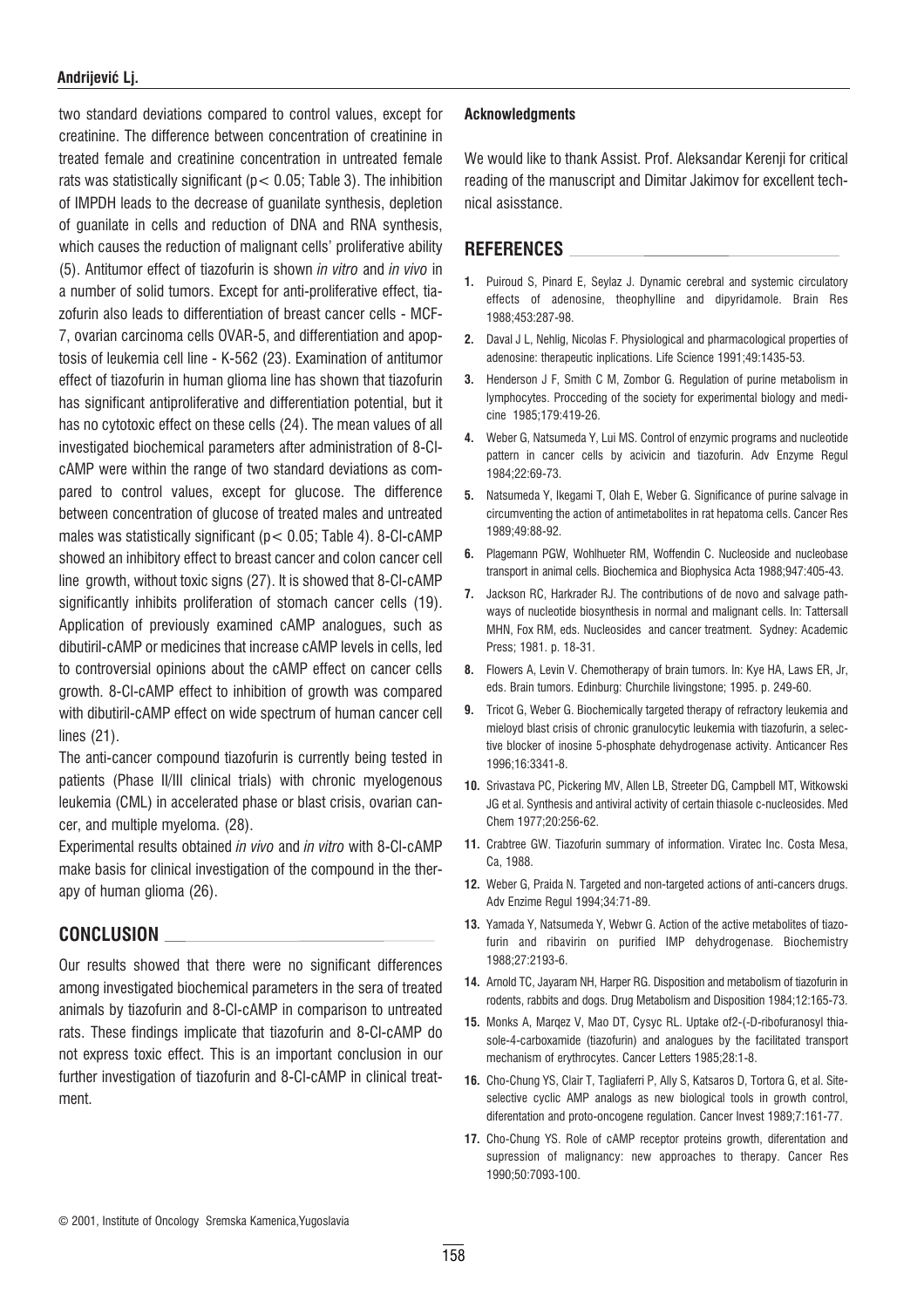two standard deviations compared to control values, except for creatinine. The difference between concentration of creatinine in treated female and creatinine concentration in untreated female rats was statistically significant ($p < 0.05$; Table 3). The inhibition of IMPDH leads to the decrease of guanilate synthesis, depletion of guanilate in cells and reduction of DNA and RNA synthesis, which causes the reduction of malignant cells' proliferative ability (5). Antitumor effect of tiazofurin is shown *in vitro* and *in vivo* in a number of solid tumors. Except for anti-proliferative effect, tiazofurin also leads to differentiation of breast cancer cells - MCF-7, ovarian carcinoma cells OVAR-5, and differentiation and apoptosis of leukemia cell line - K-562 (23). Examination of antitumor effect of tiazofurin in human glioma line has shown that tiazofurin has significant antiproliferative and differentiation potential, but it has no cytotoxic effect on these cells (24). The mean values of all investigated biochemical parameters after administration of 8-Cl-cAMP were within the range of two standard deviations as compared to control values, except for glucose. The difference between concentration of glucose of treated males and untreated males was statistically significant ($p < 0.05$; Table 4). 8-Cl-cAMP showed an inhibitory effect to breast cancer and colon cancer cell line growth, without toxic signs (27). It is showed that 8-Cl-cAMP significantly inhibits proliferation of stomach cancer cells (19). Application of previously examined cAMP analogues, such as dibutiril-cAMP or medicines that increase cAMP levels in cells, led to controversial opinions about the cAMP effect on cancer cells growth. 8-Cl-cAMP effect to inhibition of growth was compared with dibutiril-cAMP effect on wide spectrum of human cancer cell lines (21).

The anti-cancer compound tiazofurin is currently being tested in patients (Phase II/III clinical trials) with chronic myelogenous leukemia (CML) in accelerated phase or blast crisis, ovarian cancer, and multiple myeloma. (28).

Experimental results obtained *in vivo* and *in vitro* with 8-Cl-cAMP make basis for clinical investigation of the compound in the therapy of human glioma (26).

## CONCLUSION

Our results showed that there were no significant differences among investigated biochemical parameters in the sera of treated animals by tiazofurin and 8-Cl-cAMP in comparison to untreated rats. These findings implicate that tiazofurin and 8-Cl-cAMP do not express toxic effect. This is an important conclusion in our further investigation of tiazofurin and 8-Cl-cAMP in clinical treatment.

**Acknowledgments**

We would like to thank Assist. Prof. Aleksandar Kerenji for critical reading of the manuscript and Dimitar Jakimov for excellent technical asisstance.

## REFERENCES

1. Puiroud S, Pinard E, Seylaz J. Dynamic cerebral and systemic circulatory effects of adenosine, theophylline and dipyridamole. Brain Res 1988;453:287-98.
2. Daval J L, Nehlig, Nicolas F. Physiological and pharmacological properties of adenosine: therapeutic inplications. Life Science 1991;49:1435-53.
3. Henderson J F, Smith C M, Zombor G. Regulation of purine metabolism in lymphocytes. Procceding of the society for experimental biology and medicine 1985;179:419-26.
4. Weber G, Natsumeda Y, Lui MS. Control of enzymic programs and nucleotide pattern in cancer cells by acivicin and tiazofurin. Adv Enzyme Regul 1984;22:69-73.
5. Natsumeda Y, Ikegami T, Olah E, Weber G. Significance of purine salvage in circumventing the action of antimetabolites in rat hepatoma cells. Cancer Res 1989;49:88-92.
6. Plagemann PGW, Wohlhueter RM, Woffendin C. Nucleoside and nucleobase transport in animal cells. Biochemica and Biophysica Acta 1988;947:405-43.
7. Jackson RC, Harkrader RJ. The contributions of de novo and salvage pathways of nucleotide biosynthesis in normal and malignant cells. In: Tattersall MHN, Fox RM, eds. Nucleosides and cancer treatment. Sydney: Academic Press; 1981. p. 18-31.
8. Flowers A, Levin V. Chemotherapy of brain tumors. In: Kye HA, Laws ER, Jr, eds. Brain tumors. Edinburg: Churchile livingstone; 1995. p. 249-60.
9. Tricot G, Weber G. Biochemically targeted therapy of refractory leukemia and mieloyd blast crisis of chronic granulocytic leukemia with tiazofurin, a selective blocker of inosine 5-phosphate dehydrogenase activity. Anticancer Res 1996;16:3341-8.
10. Srivastava PC, Pickering MV, Allen LB, Streeter DG, Campbell MT, Witkowski JG et al. Synthesis and antiviral activity of certain thiasole c-nucleosides. Med Chem 1977;20:256-62.
11. Crabtree GW. Tiazofurin summary of information. Viratec Inc. Costa Mesa, Ca, 1988.
12. Weber G, Praida N. Targeted and non-targeted actions of anti-cancers drugs. Adv Enzime Regul 1994;34:71-89.
13. Yamada Y, Natsumeda Y, Webwr G. Action of the active metabolites of tiazofurin and ribavirin on purified IMP dehydrogenase. Biochemistry 1988;27:2193-6.
14. Arnold TC, Jayaram NH, Harper RG. Disposition and metabolism of tiazofurin in rodents, rabbits and dogs. Drug Metabolism and Disposition 1984;12:165-73.
15. Monks A, Marqez V, Mao DT, Cysyc RL. Uptake of2-(-D-ribofuranosyl thiasole-4-carboxamide (tiazofurin) and analogues by the facilitated transport mechanism of erythrocytes. Cancer Letters 1985;28:1-8.
16. Cho-Chung YS, Clair T, Tagliaferri P, Ally S, Katsaros D, Tortora G, et al. Site-selective cyclic AMP analogs as new biological tools in growth control, diferentation and proto-oncogene regulation. Cancer Invest 1989;7:161-77.
17. Cho-Chung YS. Role of cAMP receptor proteins growth, diferentation and supression of malignancy: new approaches to therapy. Cancer Res 1990;50:7093-100.

© 2001, Institute of Oncology Sremska Kamenica,Yugoslavia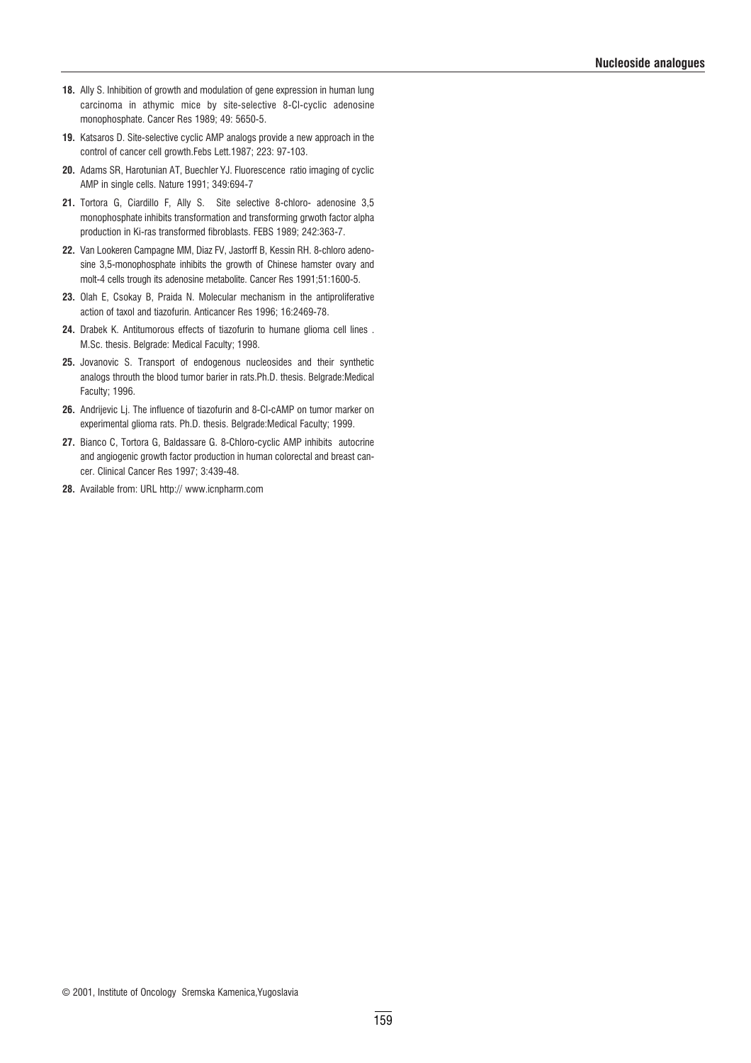18. Ally S. Inhibition of growth and modulation of gene expression in human lung carcinoma in athymic mice by site-selective 8-Cl-cyclic adenosine monophosphate. Cancer Res 1989; 49: 5650-5.

19. Katsaros D. Site-selective cyclic AMP analogs provide a new approach in the control of cancer cell growth.Febs Lett.1987; 223: 97-103.

20. Adams SR, Harotunian AT, Buechler YJ. Fluorescence ratio imaging of cyclic AMP in single cells. Nature 1991; 349:694-7

21. Tortora G, Ciardillo F, Ally S. Site selective 8-chloro- adenosine 3,5 monophosphate inhibits transformation and transforming grwoth factor alpha production in Ki-ras transformed fibroblasts. FEBS 1989; 242:363-7.

22. Van Lookeren Campagne MM, Diaz FV, Jastorff B, Kessin RH. 8-chloro adenosine 3,5-monophosphate inhibits the growth of Chinese hamster ovary and molt-4 cells trough its adenosine metabolite. Cancer Res 1991;51:1600-5.

23. Olah E, Csokay B, Praida N. Molecular mechanism in the antiproliferative action of taxol and tiazofurin. Anticancer Res 1996; 16:2469-78.

24. Drabek K. Antitumorous effects of tiazofurin to humane glioma cell lines . M.Sc. thesis. Belgrade: Medical Faculty; 1998.

25. Jovanovic S. Transport of endogenous nucleosides and their synthetic analogs throuth the blood tumor barier in rats.Ph.D. thesis. Belgrade:Medical Faculty; 1996.

26. Andrijevic Lj. The influence of tiazofurin and 8-Cl-cAMP on tumor marker on experimental glioma rats. Ph.D. thesis. Belgrade:Medical Faculty; 1999.

27. Bianco C, Tortora G, Baldassare G. 8-Chloro-cyclic AMP inhibits autocrine and angiogenic growth factor production in human colorectal and breast cancer. Clinical Cancer Res 1997; 3:439-48.

28. Available from: URL http:// www.icnpharm.com